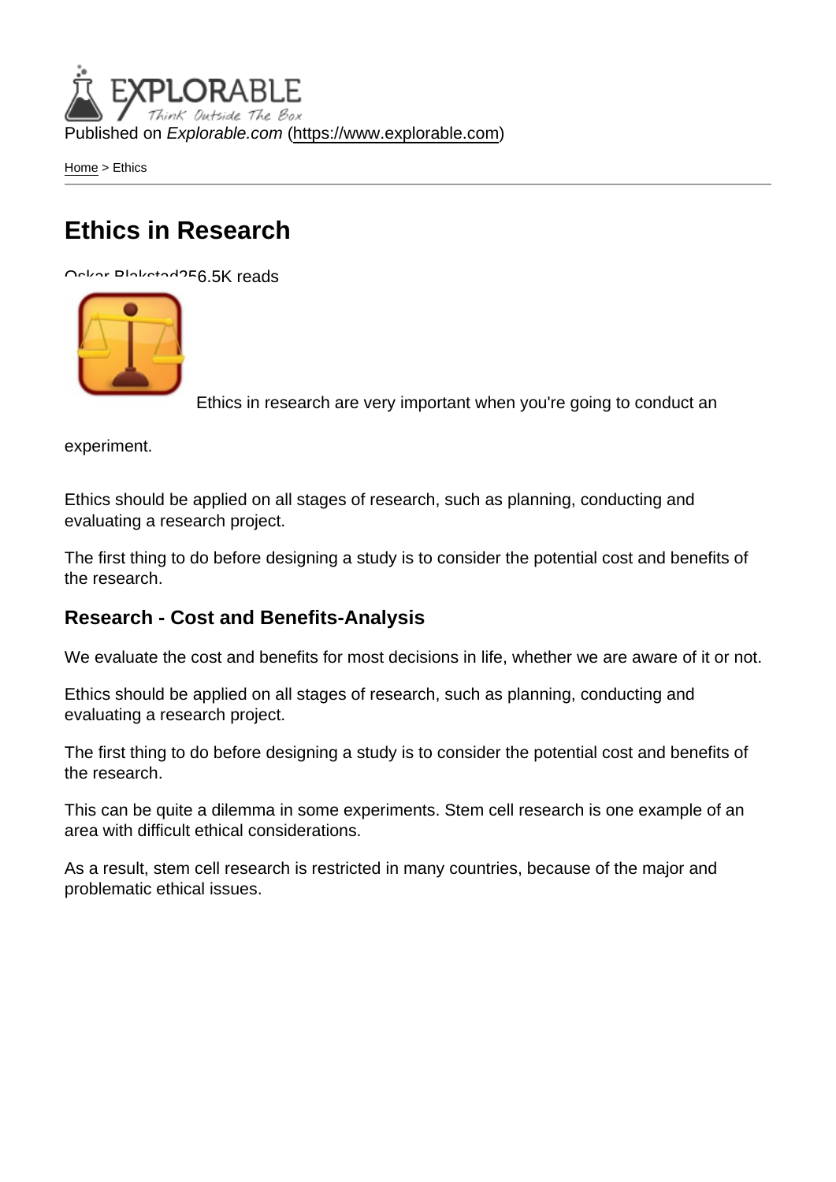Published on *Explorable.com* (https://www.explorable.com)

Home > Ethics

# Ethics in Research

Oskar Blakstad256.5K reads

Ethics in research are very important when you're going to conduct an experiment.

Ethics should be applied on all stages of research, such as planning, conducting and evaluating a research project.

The first thing to do before designing a study is to consider the potential cost and benefits of the research.

## Research - Cost and Benefits-Analysis

We evaluate the cost and benefits for most decisions in life, whether we are aware of it or not.

Ethics should be applied on all stages of research, such as planning, conducting and evaluating a research project.

The first thing to do before designing a study is to consider the potential cost and benefits of the research.

This can be quite a dilemma in some experiments. Stem cell research is one example of an area with difficult ethical considerations.

As a result, stem cell research is restricted in many countries, because of the major and problematic ethical issues.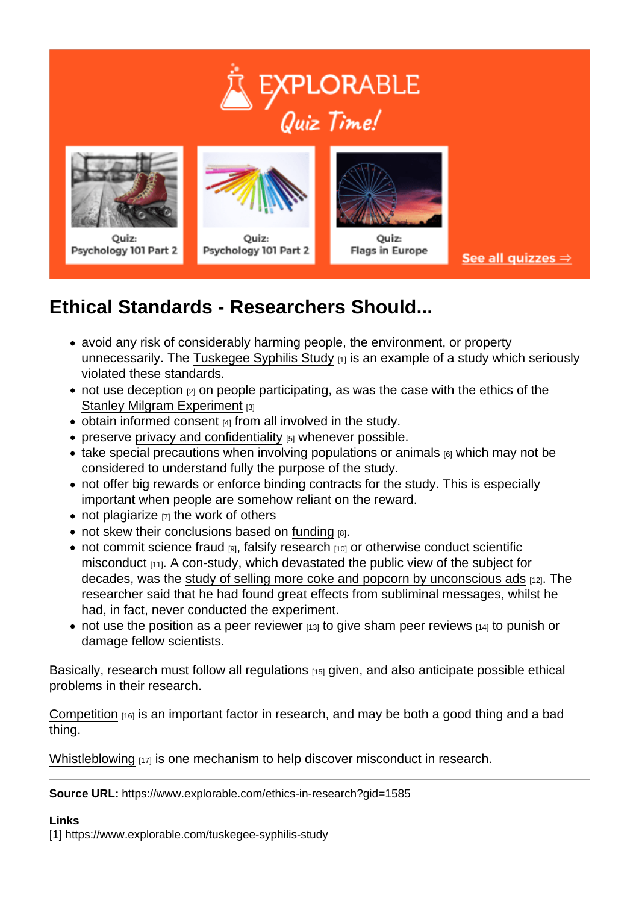## Ethical Standards - Researchers Should...

- avoid any risk of considerably harming people, the environment, or property unnecessarily. The Tuskegee Syphilis Study [1] is an example of a study which seriously violated these standards.
- not use deception [2] on people participating, as was the case with the ethics of the Stanley Milgram Experiment [3]
- obtain informed consent [4] from all involved in the study.
- preserve privacy and confidentiality [5] whenever possible.
- take special precautions when involving populations or animals [6] which may not be considered to understand fully the purpose of the study.
- not offer big rewards or enforce binding contracts for the study. This is especially important when people are somehow reliant on the reward.
- not plagiarize [7] the work of others
- not skew their conclusions based on funding [8].
- not commit science fraud [9], falsify research [10] or otherwise conduct scientific misconduct [11]. A con-study, which devastated the public view of the subject for decades, was the study of selling more coke and popcorn by unconscious ads [12]. The researcher said that he had found great effects from subliminal messages, whilst he had, in fact, never conducted the experiment.
- not use the position as a peer reviewer [13] to give sham peer reviews [14] to punish or damage fellow scientists.

Basically, research must follow all regulations [15] given, and also anticipate possible ethical problems in their research.

Competition [16] is an important factor in research, and may be both a good thing and a bad thing.

Whistleblowing [17] is one mechanism to help discover misconduct in research.

---

**Source URL:** https://www.explorable.com/ethics-in-research?gid=1585

**Links**
[1] https://www.explorable.com/tuskegee-syphilis-study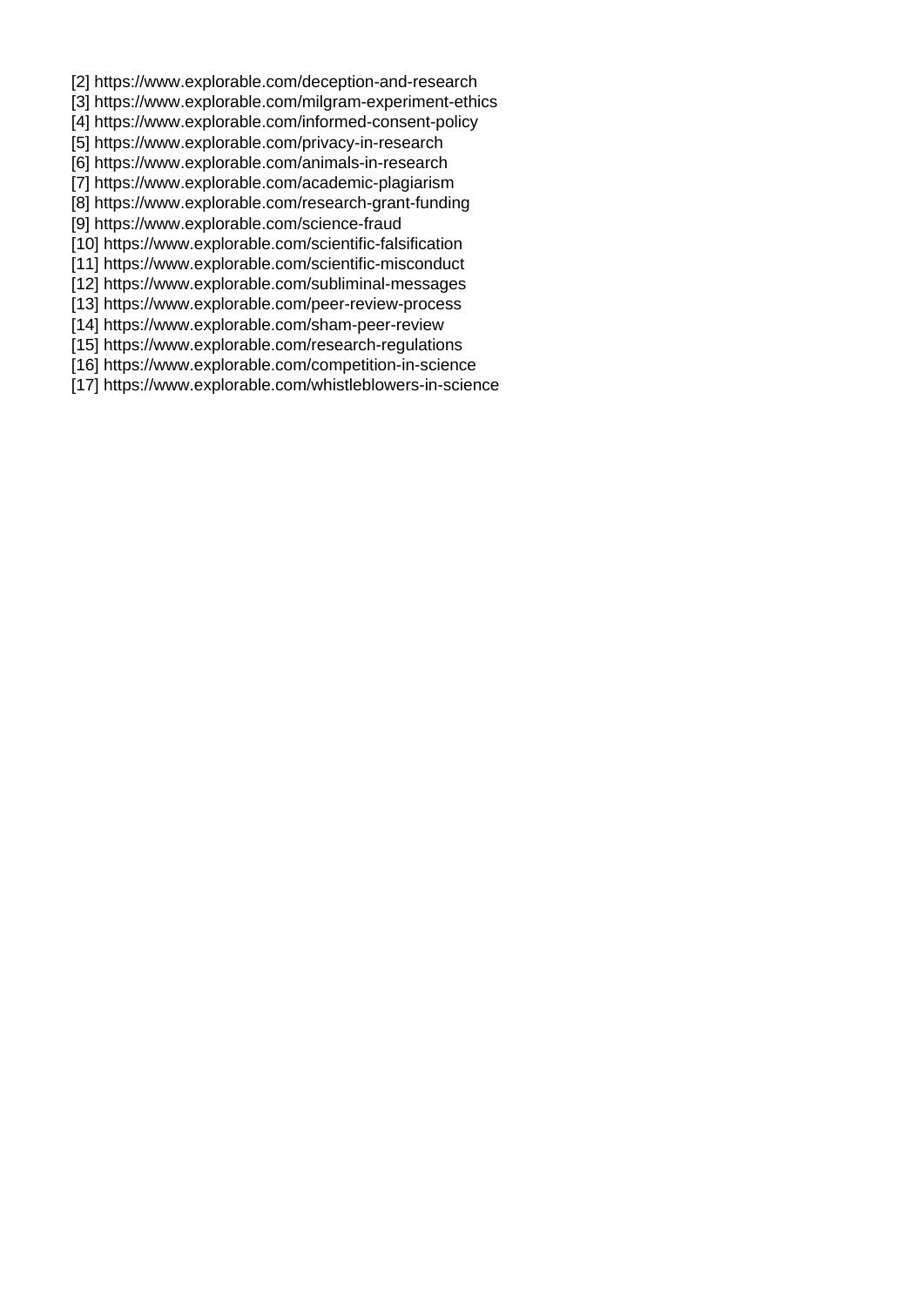[2] https://www.explorable.com/deception-and-research
[3] https://www.explorable.com/milgram-experiment-ethics
[4] https://www.explorable.com/informed-consent-policy
[5] https://www.explorable.com/privacy-in-research
[6] https://www.explorable.com/animals-in-research
[7] https://www.explorable.com/academic-plagiarism
[8] https://www.explorable.com/research-grant-funding
[9] https://www.explorable.com/science-fraud
[10] https://www.explorable.com/scientific-falsification
[11] https://www.explorable.com/scientific-misconduct
[12] https://www.explorable.com/subliminal-messages
[13] https://www.explorable.com/peer-review-process
[14] https://www.explorable.com/sham-peer-review
[15] https://www.explorable.com/research-regulations
[16] https://www.explorable.com/competition-in-science
[17] https://www.explorable.com/whistleblowers-in-science